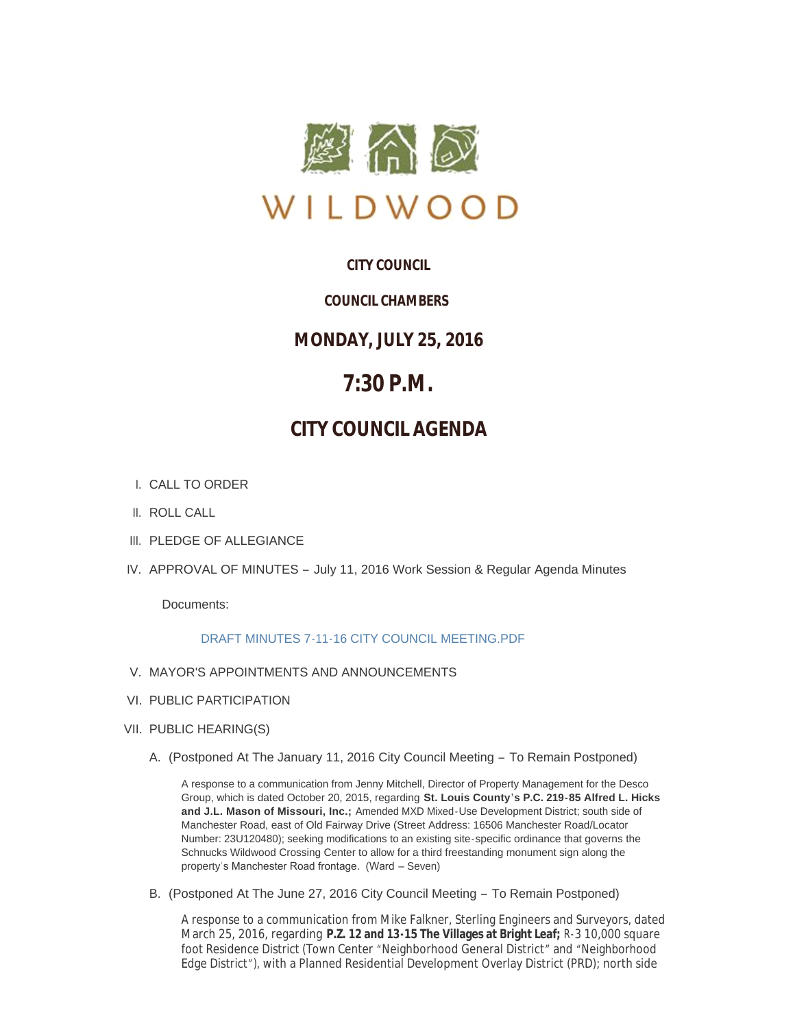WILDWOOD

## CITY COUNCIL

## COUNCIL CHAMBERS

## MONDAY, JULY 25, 2016

# 7:30 P.M.

## CITY COUNCIL AGENDA

I. CALL TO ORDER

II. ROLL CALL

III. PLEDGE OF ALLEGIANCE

IV. APPROVAL OF MINUTES – July 11, 2016 Work Session & Regular Agenda Minutes

Documents:

DRAFT MINUTES 7-11-16 CITY COUNCIL MEETING.PDF

V. MAYOR'S APPOINTMENTS AND ANNOUNCEMENTS

VI. PUBLIC PARTICIPATION

VII. PUBLIC HEARING(S)

A. (Postponed At The January 11, 2016 City Council Meeting – To Remain Postponed)

A response to a communication from Jenny Mitchell, Director of Property Management for the Desco Group, which is dated October 20, 2015, regarding **St. Louis County's P.C. 219-85 Alfred L. Hicks and J.L. Mason of Missouri, Inc.;** Amended MXD Mixed-Use Development District; south side of Manchester Road, east of Old Fairway Drive (Street Address: 16506 Manchester Road/Locator Number: 23U120480); seeking modifications to an existing site-specific ordinance that governs the Schnucks Wildwood Crossing Center to allow for a third freestanding monument sign along the property's Manchester Road frontage. (Ward – Seven)

B. (Postponed At The June 27, 2016 City Council Meeting – To Remain Postponed)

A response to a communication from Mike Falkner, Sterling Engineers and Surveyors, dated March 25, 2016, regarding **P.Z. 12 and 13-15 The Villages at Bright Leaf;** R-3 10,000 square foot Residence District (Town Center "Neighborhood General District" and "Neighborhood Edge District"), with a Planned Residential Development Overlay District (PRD); north side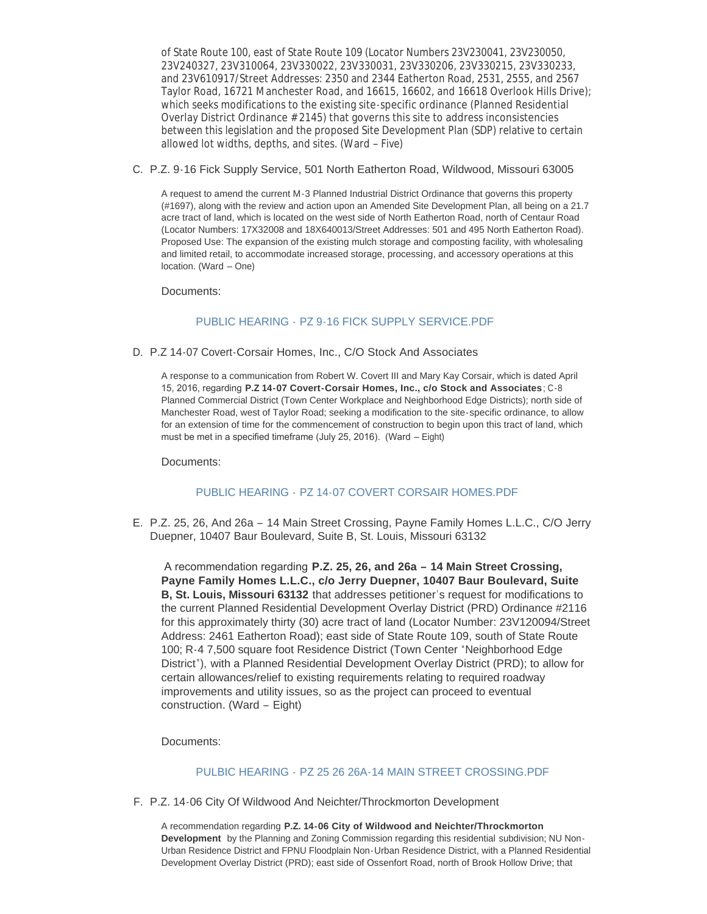of State Route 100, east of State Route 109 (Locator Numbers 23V230041, 23V230050, 23V240327, 23V310064, 23V330022, 23V330031, 23V330206, 23V330215, 23V330233, and 23V610917/Street Addresses: 2350 and 2344 Eatherton Road, 2531, 2555, and 2567 Taylor Road, 16721 Manchester Road, and 16615, 16602, and 16618 Overlook Hills Drive); which seeks modifications to the existing site-specific ordinance (Planned Residential Overlay District Ordinance #2145) that governs this site to address inconsistencies between this legislation and the proposed Site Development Plan (SDP) relative to certain allowed lot widths, depths, and sites. (Ward – Five)

C. P.Z. 9-16 Fick Supply Service, 501 North Eatherton Road, Wildwood, Missouri 63005

A request to amend the current M-3 Planned Industrial District Ordinance that governs this property (#1697), along with the review and action upon an Amended Site Development Plan, all being on a 21.7 acre tract of land, which is located on the west side of North Eatherton Road, north of Centaur Road (Locator Numbers: 17X32008 and 18X640013/Street Addresses: 501 and 495 North Eatherton Road). Proposed Use: The expansion of the existing mulch storage and composting facility, with wholesaling and limited retail, to accommodate increased storage, processing, and accessory operations at this location. (Ward – One)

Documents:

PUBLIC HEARING - PZ 9-16 FICK SUPPLY SERVICE.PDF

D. P.Z 14-07 Covert-Corsair Homes, Inc., C/O Stock And Associates

A response to a communication from Robert W. Covert III and Mary Kay Corsair, which is dated April 15, 2016, regarding **P.Z 14-07 Covert-Corsair Homes, Inc., c/o Stock and Associates**; C-8 Planned Commercial District (Town Center Workplace and Neighborhood Edge Districts); north side of Manchester Road, west of Taylor Road; seeking a modification to the site-specific ordinance, to allow for an extension of time for the commencement of construction to begin upon this tract of land, which must be met in a specified timeframe (July 25, 2016). (Ward – Eight)

Documents:

PUBLIC HEARING - PZ 14-07 COVERT CORSAIR HOMES.PDF

E. P.Z. 25, 26, And 26a – 14 Main Street Crossing, Payne Family Homes L.L.C., C/O Jerry Duepner, 10407 Baur Boulevard, Suite B, St. Louis, Missouri 63132

A recommendation regarding **P.Z. 25, 26, and 26a – 14 Main Street Crossing, Payne Family Homes L.L.C., c/o Jerry Duepner, 10407 Baur Boulevard, Suite B, St. Louis, Missouri 63132** that addresses petitioner's request for modifications to the current Planned Residential Development Overlay District (PRD) Ordinance #2116 for this approximately thirty (30) acre tract of land (Locator Number: 23V120094/Street Address: 2461 Eatherton Road); east side of State Route 109, south of State Route 100; R-4 7,500 square foot Residence District (Town Center "Neighborhood Edge District"), with a Planned Residential Development Overlay District (PRD); to allow for certain allowances/relief to existing requirements relating to required roadway improvements and utility issues, so as the project can proceed to eventual construction. (Ward – Eight)

Documents:

PULBIC HEARING - PZ 25 26 26A-14 MAIN STREET CROSSING.PDF

F. P.Z. 14-06 City Of Wildwood And Neichter/Throckmorton Development

A recommendation regarding **P.Z. 14-06 City of Wildwood and Neichter/Throckmorton Development** by the Planning and Zoning Commission regarding this residential subdivision; NU Non-Urban Residence District and FPNU Floodplain Non-Urban Residence District, with a Planned Residential Development Overlay District (PRD); east side of Ossenfort Road, north of Brook Hollow Drive; that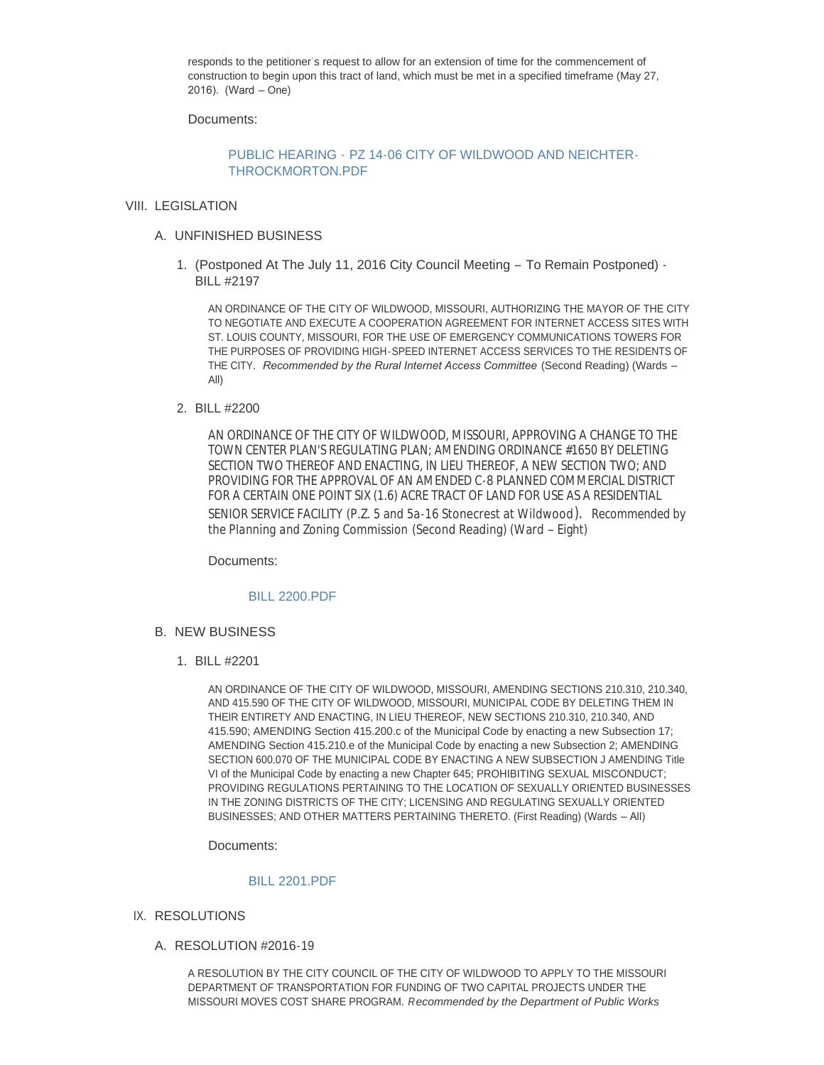responds to the petitioner's request to allow for an extension of time for the commencement of construction to begin upon this tract of land, which must be met in a specified timeframe (May 27, 2016). (Ward – One)

Documents:

PUBLIC HEARING - PZ 14-06 CITY OF WILDWOOD AND NEICHTER-THROCKMORTON.PDF

## VIII. LEGISLATION

### A. UNFINISHED BUSINESS

1. (Postponed At The July 11, 2016 City Council Meeting – To Remain Postponed) - BILL #2197

   AN ORDINANCE OF THE CITY OF WILDWOOD, MISSOURI, AUTHORIZING THE MAYOR OF THE CITY TO NEGOTIATE AND EXECUTE A COOPERATION AGREEMENT FOR INTERNET ACCESS SITES WITH ST. LOUIS COUNTY, MISSOURI, FOR THE USE OF EMERGENCY COMMUNICATIONS TOWERS FOR THE PURPOSES OF PROVIDING HIGH-SPEED INTERNET ACCESS SERVICES TO THE RESIDENTS OF THE CITY. *Recommended by the Rural Internet Access Committee* (Second Reading) (Wards – All)

2. BILL #2200

   AN ORDINANCE OF THE CITY OF WILDWOOD, MISSOURI, APPROVING A CHANGE TO THE TOWN CENTER PLAN'S REGULATING PLAN; AMENDING ORDINANCE #1650 BY DELETING SECTION TWO THEREOF AND ENACTING, IN LIEU THEREOF, A NEW SECTION TWO; AND PROVIDING FOR THE APPROVAL OF AN AMENDED C-8 PLANNED COMMERCIAL DISTRICT FOR A CERTAIN ONE POINT SIX (1.6) ACRE TRACT OF LAND FOR USE AS A RESIDENTIAL SENIOR SERVICE FACILITY (P.Z. 5 and 5a-16 Stonecrest at Wildwood). Recommended by the Planning and Zoning Commission (Second Reading) (Ward – Eight)

   Documents:

   BILL 2200.PDF

### B. NEW BUSINESS

1. BILL #2201

   AN ORDINANCE OF THE CITY OF WILDWOOD, MISSOURI, AMENDING SECTIONS 210.310, 210.340, AND 415.590 OF THE CITY OF WILDWOOD, MISSOURI, MUNICIPAL CODE BY DELETING THEM IN THEIR ENTIRETY AND ENACTING, IN LIEU THEREOF, NEW SECTIONS 210.310, 210.340, AND 415.590; AMENDING Section 415.200.c of the Municipal Code by enacting a new Subsection 17; AMENDING Section 415.210.e of the Municipal Code by enacting a new Subsection 2; AMENDING SECTION 600.070 OF THE MUNICIPAL CODE BY ENACTING A NEW SUBSECTION J AMENDING Title VI of the Municipal Code by enacting a new Chapter 645; PROHIBITING SEXUAL MISCONDUCT; PROVIDING REGULATIONS PERTAINING TO THE LOCATION OF SEXUALLY ORIENTED BUSINESSES IN THE ZONING DISTRICTS OF THE CITY; LICENSING AND REGULATING SEXUALLY ORIENTED BUSINESSES; AND OTHER MATTERS PERTAINING THERETO. (First Reading) (Wards – All)

   Documents:

   BILL 2201.PDF

## IX. RESOLUTIONS

### A. RESOLUTION #2016-19

A RESOLUTION BY THE CITY COUNCIL OF THE CITY OF WILDWOOD TO APPLY TO THE MISSOURI DEPARTMENT OF TRANSPORTATION FOR FUNDING OF TWO CAPITAL PROJECTS UNDER THE MISSOURI MOVES COST SHARE PROGRAM. *Recommended by the Department of Public Works*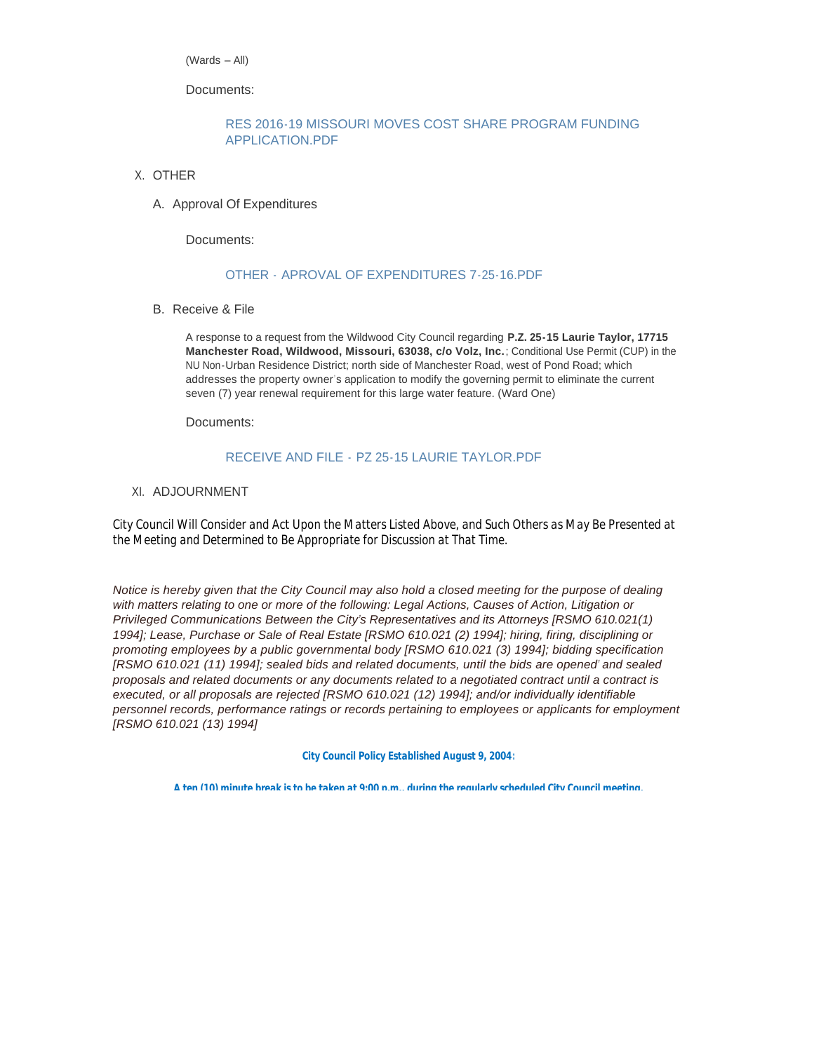(Wards – All)

Documents:

RES 2016-19 MISSOURI MOVES COST SHARE PROGRAM FUNDING APPLICATION.PDF

X. OTHER

A. Approval Of Expenditures

Documents:

OTHER - APROVAL OF EXPENDITURES 7-25-16.PDF

B. Receive & File

A response to a request from the Wildwood City Council regarding **P.Z. 25-15 Laurie Taylor, 17715 Manchester Road, Wildwood, Missouri, 63038, c/o Volz, Inc.**; Conditional Use Permit (CUP) in the NU Non-Urban Residence District; north side of Manchester Road, west of Pond Road; which addresses the property owner's application to modify the governing permit to eliminate the current seven (7) year renewal requirement for this large water feature. (Ward One)

Documents:

RECEIVE AND FILE - PZ 25-15 LAURIE TAYLOR.PDF

XI. ADJOURNMENT

City Council Will Consider and Act Upon the Matters Listed Above, and Such Others as May Be Presented at the Meeting and Determined to Be Appropriate for Discussion at That Time.

*Notice is hereby given that the City Council may also hold a closed meeting for the purpose of dealing with matters relating to one or more of the following: Legal Actions, Causes of Action, Litigation or Privileged Communications Between the City's Representatives and its Attorneys [RSMO 610.021(1) 1994]; Lease, Purchase or Sale of Real Estate [RSMO 610.021 (2) 1994]; hiring, firing, disciplining or promoting employees by a public governmental body [RSMO 610.021 (3) 1994]; bidding specification [RSMO 610.021 (11) 1994]; sealed bids and related documents, until the bids are opened' and sealed proposals and related documents or any documents related to a negotiated contract until a contract is executed, or all proposals are rejected [RSMO 610.021 (12) 1994]; and/or individually identifiable personnel records, performance ratings or records pertaining to employees or applicants for employment [RSMO 610.021 (13) 1994]*

***City Council Policy Established August 9, 2004:***

**A ten (10) minute break is to be taken at 9:00 p.m., during the regularly scheduled City Council meeting.**